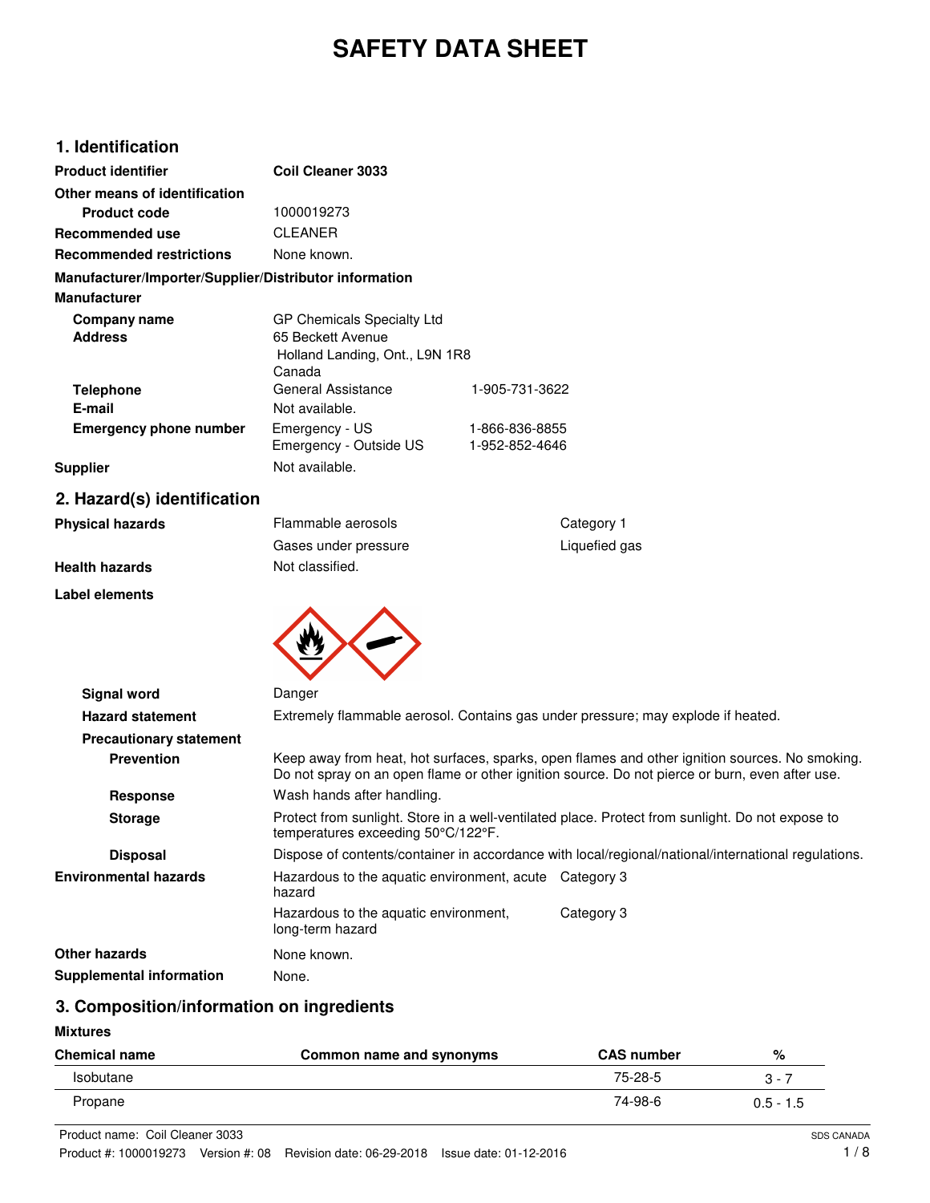# SAFETY DATA SHEET

## 1. Identification

**Product identifier** Coil Cleaner 3033

**Other means of identification**

**Product code** 1000019273

**Recommended use** CLEANER

**Recommended restrictions** None known.

**Manufacturer/Importer/Supplier/Distributor information**

**Manufacturer**

**Company name** GP Chemicals Specialty Ltd

**Address** 65 Beckett Avenue
Holland Landing, Ont., L9N 1R8
Canada

**Telephone** General Assistance 1-905-731-3622

**E-mail** Not available.

**Emergency phone number** Emergency - US 1-866-836-8855
Emergency - Outside US 1-952-852-4646

**Supplier** Not available.

## 2. Hazard(s) identification

**Physical hazards**

| | |
|---|---|
| Flammable aerosols | Category 1 |
| Gases under pressure | Liquefied gas |

**Health hazards** Not classified.

**Label elements**

**Signal word** Danger

**Hazard statement** Extremely flammable aerosol. Contains gas under pressure; may explode if heated.

**Precautionary statement**

**Prevention** Keep away from heat, hot surfaces, sparks, open flames and other ignition sources. No smoking. Do not spray on an open flame or other ignition source. Do not pierce or burn, even after use.

**Response** Wash hands after handling.

**Storage** Protect from sunlight. Store in a well-ventilated place. Protect from sunlight. Do not expose to temperatures exceeding 50°C/122°F.

**Disposal** Dispose of contents/container in accordance with local/regional/national/international regulations.

**Environmental hazards**

| | |
|---|---|
| Hazardous to the aquatic environment, acute hazard | Category 3 |
| Hazardous to the aquatic environment, long-term hazard | Category 3 |

**Other hazards** None known.

**Supplemental information** None.

## 3. Composition/information on ingredients

**Mixtures**

| Chemical name | Common name and synonyms | CAS number | % |
|---|---|---|---|
| Isobutane | | 75-28-5 | 3 - 7 |
| Propane | | 74-98-6 | 0.5 - 1.5 |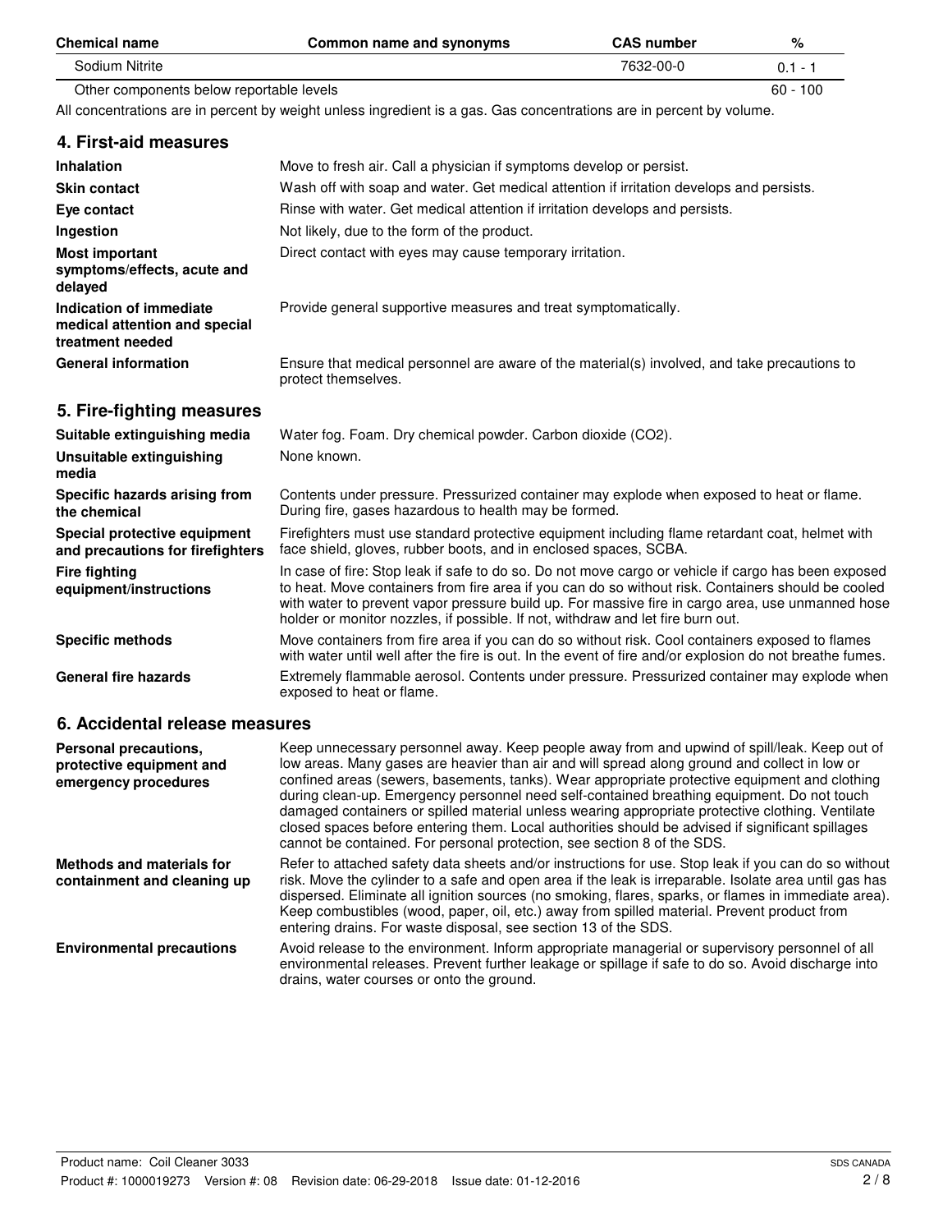| Chemical name | Common name and synonyms | CAS number | % |
| --- | --- | --- | --- |
| Sodium Nitrite | | 7632-00-0 | 0.1 - 1 |
| Other components below reportable levels | | | 60 - 100 |

All concentrations are in percent by weight unless ingredient is a gas. Gas concentrations are in percent by volume.

## 4. First-aid measures

| | |
| --- | --- |
| **Inhalation** | Move to fresh air. Call a physician if symptoms develop or persist. |
| **Skin contact** | Wash off with soap and water. Get medical attention if irritation develops and persists. |
| **Eye contact** | Rinse with water. Get medical attention if irritation develops and persists. |
| **Ingestion** | Not likely, due to the form of the product. |
| **Most important symptoms/effects, acute and delayed** | Direct contact with eyes may cause temporary irritation. |
| **Indication of immediate medical attention and special treatment needed** | Provide general supportive measures and treat symptomatically. |
| **General information** | Ensure that medical personnel are aware of the material(s) involved, and take precautions to protect themselves. |

## 5. Fire-fighting measures

| | |
| --- | --- |
| **Suitable extinguishing media** | Water fog. Foam. Dry chemical powder. Carbon dioxide ($CO_2$). |
| **Unsuitable extinguishing media** | None known. |
| **Specific hazards arising from the chemical** | Contents under pressure. Pressurized container may explode when exposed to heat or flame. During fire, gases hazardous to health may be formed. |
| **Special protective equipment and precautions for firefighters** | Firefighters must use standard protective equipment including flame retardant coat, helmet with face shield, gloves, rubber boots, and in enclosed spaces, SCBA. |
| **Fire fighting equipment/instructions** | In case of fire: Stop leak if safe to do so. Do not move cargo or vehicle if cargo has been exposed to heat. Move containers from fire area if you can do so without risk. Containers should be cooled with water to prevent vapor pressure build up. For massive fire in cargo area, use unmanned hose holder or monitor nozzles, if possible. If not, withdraw and let fire burn out. |
| **Specific methods** | Move containers from fire area if you can do so without risk. Cool containers exposed to flames with water until well after the fire is out. In the event of fire and/or explosion do not breathe fumes. |
| **General fire hazards** | Extremely flammable aerosol. Contents under pressure. Pressurized container may explode when exposed to heat or flame. |

## 6. Accidental release measures

| | |
| --- | --- |
| **Personal precautions, protective equipment and emergency procedures** | Keep unnecessary personnel away. Keep people away from and upwind of spill/leak. Keep out of low areas. Many gases are heavier than air and will spread along ground and collect in low or confined areas (sewers, basements, tanks). Wear appropriate protective equipment and clothing during clean-up. Emergency personnel need self-contained breathing equipment. Do not touch damaged containers or spilled material unless wearing appropriate protective clothing. Ventilate closed spaces before entering them. Local authorities should be advised if significant spillages cannot be contained. For personal protection, see section 8 of the SDS. |
| **Methods and materials for containment and cleaning up** | Refer to attached safety data sheets and/or instructions for use. Stop leak if you can do so without risk. Move the cylinder to a safe and open area if the leak is irreparable. Isolate area until gas has dispersed. Eliminate all ignition sources (no smoking, flares, sparks, or flames in immediate area). Keep combustibles (wood, paper, oil, etc.) away from spilled material. Prevent product from entering drains. For waste disposal, see section 13 of the SDS. |
| **Environmental precautions** | Avoid release to the environment. Inform appropriate managerial or supervisory personnel of all environmental releases. Prevent further leakage or spillage if safe to do so. Avoid discharge into drains, water courses or onto the ground. |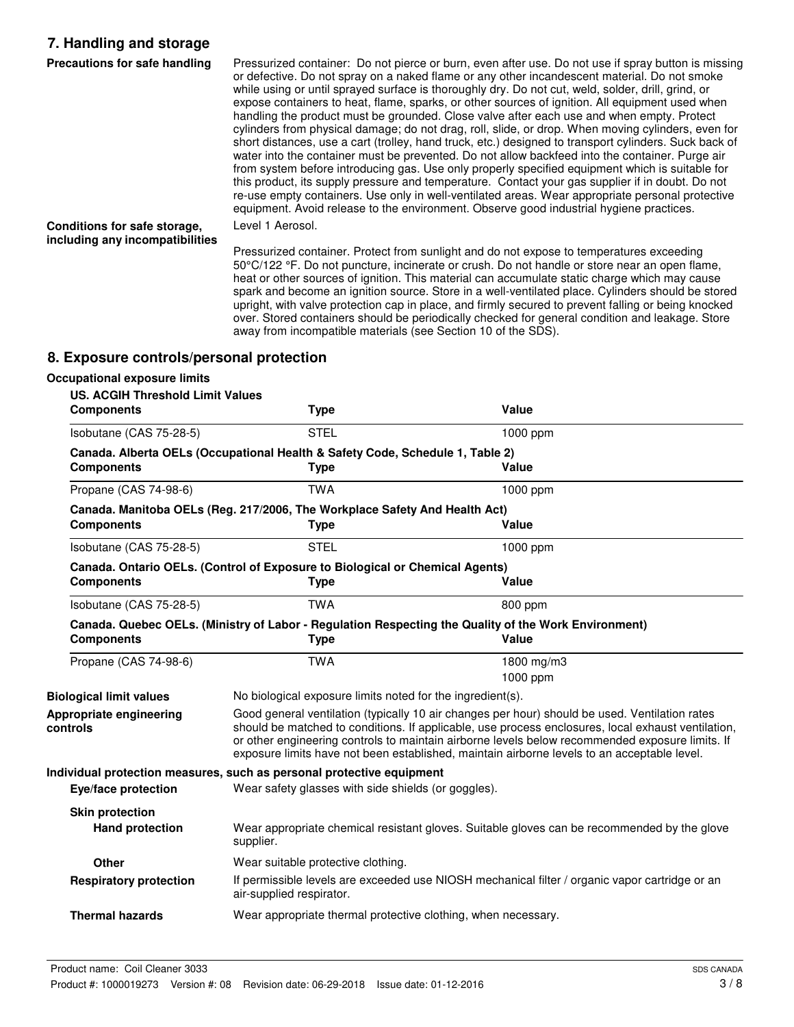## 7. Handling and storage

**Precautions for safe handling**

Pressurized container: Do not pierce or burn, even after use. Do not use if spray button is missing or defective. Do not spray on a naked flame or any other incandescent material. Do not smoke while using or until sprayed surface is thoroughly dry. Do not cut, weld, solder, drill, grind, or expose containers to heat, flame, sparks, or other sources of ignition. All equipment used when handling the product must be grounded. Close valve after each use and when empty. Protect cylinders from physical damage; do not drag, roll, slide, or drop. When moving cylinders, even for short distances, use a cart (trolley, hand truck, etc.) designed to transport cylinders. Suck back of water into the container must be prevented. Do not allow backfeed into the container. Purge air from system before introducing gas. Use only properly specified equipment which is suitable for this product, its supply pressure and temperature. Contact your gas supplier if in doubt. Do not re-use empty containers. Use only in well-ventilated areas. Wear appropriate personal protective equipment. Avoid release to the environment. Observe good industrial hygiene practices.

**Conditions for safe storage, including any incompatibilities**

Level 1 Aerosol.

Pressurized container. Protect from sunlight and do not expose to temperatures exceeding 50°C/122 °F. Do not puncture, incinerate or crush. Do not handle or store near an open flame, heat or other sources of ignition. This material can accumulate static charge which may cause spark and become an ignition source. Store in a well-ventilated place. Cylinders should be stored upright, with valve protection cap in place, and firmly secured to prevent falling or being knocked over. Stored containers should be periodically checked for general condition and leakage. Store away from incompatible materials (see Section 10 of the SDS).

## 8. Exposure controls/personal protection

**Occupational exposure limits**

**US. ACGIH Threshold Limit Values**

| Components | Type | Value |
|---|---|---|
| Isobutane (CAS 75-28-5) | STEL | 1000 ppm |

**Canada. Alberta OELs (Occupational Health & Safety Code, Schedule 1, Table 2)**

| Components | Type | Value |
|---|---|---|
| Propane (CAS 74-98-6) | TWA | 1000 ppm |

**Canada. Manitoba OELs (Reg. 217/2006, The Workplace Safety And Health Act)**

| Components | Type | Value |
|---|---|---|
| Isobutane (CAS 75-28-5) | STEL | 1000 ppm |

**Canada. Ontario OELs. (Control of Exposure to Biological or Chemical Agents)**

| Components | Type | Value |
|---|---|---|
| Isobutane (CAS 75-28-5) | TWA | 800 ppm |

**Canada. Quebec OELs. (Ministry of Labor - Regulation Respecting the Quality of the Work Environment)**

| Components | Type | Value |
|---|---|---|
| Propane (CAS 74-98-6) | TWA | 1800 mg/m3 |
| | | 1000 ppm |

**Biological limit values**

No biological exposure limits noted for the ingredient(s).

**Appropriate engineering controls**

Good general ventilation (typically 10 air changes per hour) should be used. Ventilation rates should be matched to conditions. If applicable, use process enclosures, local exhaust ventilation, or other engineering controls to maintain airborne levels below recommended exposure limits. If exposure limits have not been established, maintain airborne levels to an acceptable level.

**Individual protection measures, such as personal protective equipment**

**Eye/face protection**

Wear safety glasses with side shields (or goggles).

**Skin protection**

**Hand protection**

Wear appropriate chemical resistant gloves. Suitable gloves can be recommended by the glove supplier.

**Other**

Wear suitable protective clothing.

**Respiratory protection**

If permissible levels are exceeded use NIOSH mechanical filter / organic vapor cartridge or an air-supplied respirator.

**Thermal hazards**

Wear appropriate thermal protective clothing, when necessary.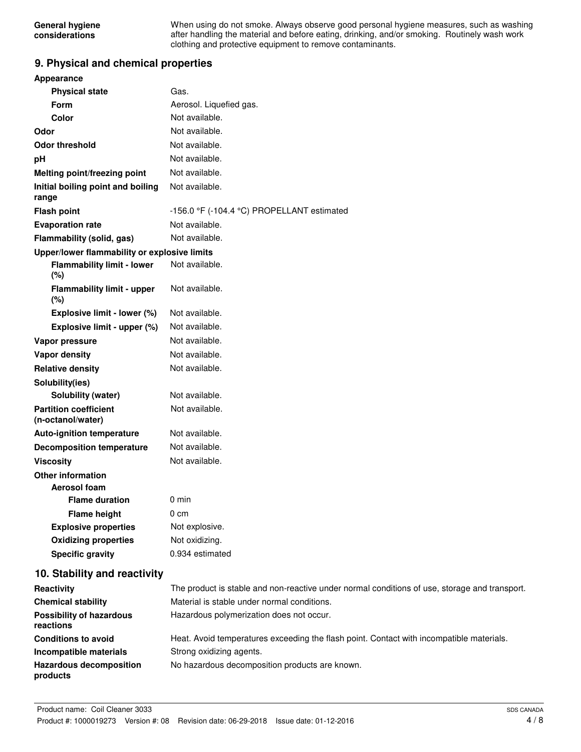| | |
|---|---|
| **General hygiene considerations** | When using do not smoke. Always observe good personal hygiene measures, such as washing after handling the material and before eating, drinking, and/or smoking. Routinely wash work clothing and protective equipment to remove contaminants. |

## 9. Physical and chemical properties

| | |
|---|---|
| **Appearance** | |
| **Physical state** | Gas. |
| **Form** | Aerosol. Liquefied gas. |
| **Color** | Not available. |
| **Odor** | Not available. |
| **Odor threshold** | Not available. |
| **pH** | Not available. |
| **Melting point/freezing point** | Not available. |
| **Initial boiling point and boiling range** | Not available. |
| **Flash point** | -156.0 °F (-104.4 °C) PROPELLANT estimated |
| **Evaporation rate** | Not available. |
| **Flammability (solid, gas)** | Not available. |
| **Upper/lower flammability or explosive limits** | |
| **Flammability limit - lower (%)** | Not available. |
| **Flammability limit - upper (%)** | Not available. |
| **Explosive limit - lower (%)** | Not available. |
| **Explosive limit - upper (%)** | Not available. |
| **Vapor pressure** | Not available. |
| **Vapor density** | Not available. |
| **Relative density** | Not available. |
| **Solubility(ies)** | |
| **Solubility (water)** | Not available. |
| **Partition coefficient (n-octanol/water)** | Not available. |
| **Auto-ignition temperature** | Not available. |
| **Decomposition temperature** | Not available. |
| **Viscosity** | Not available. |
| **Other information** | |
| **Aerosol foam** | |
| **Flame duration** | 0 min |
| **Flame height** | 0 cm |
| **Explosive properties** | Not explosive. |
| **Oxidizing properties** | Not oxidizing. |
| **Specific gravity** | 0.934 estimated |

## 10. Stability and reactivity

| | |
|---|---|
| **Reactivity** | The product is stable and non-reactive under normal conditions of use, storage and transport. |
| **Chemical stability** | Material is stable under normal conditions. |
| **Possibility of hazardous reactions** | Hazardous polymerization does not occur. |
| **Conditions to avoid** | Heat. Avoid temperatures exceeding the flash point. Contact with incompatible materials. |
| **Incompatible materials** | Strong oxidizing agents. |
| **Hazardous decomposition products** | No hazardous decomposition products are known. |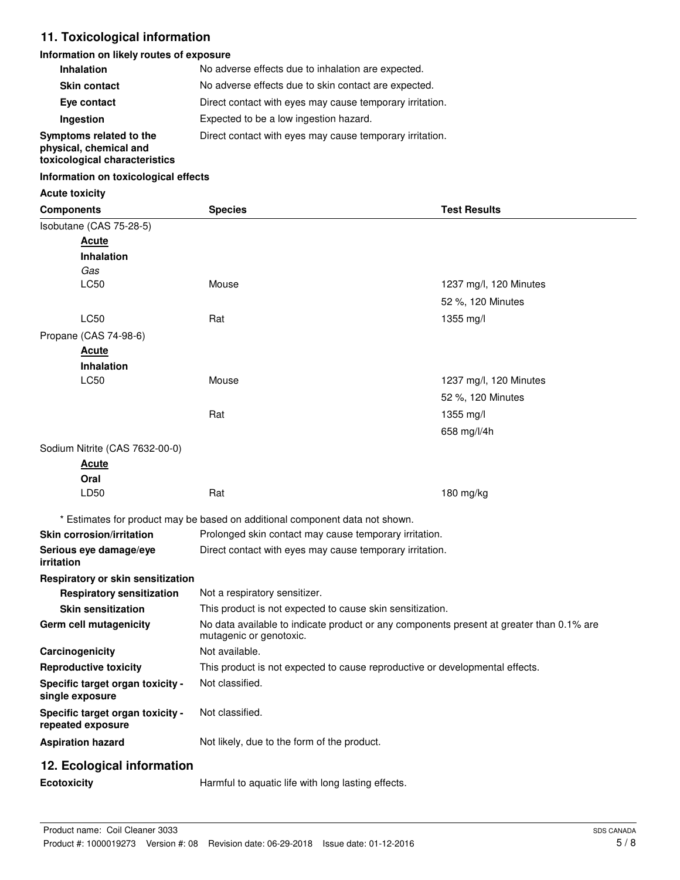## 11. Toxicological information

**Information on likely routes of exposure**

| | |
|---|---|
| **Inhalation** | No adverse effects due to inhalation are expected. |
| **Skin contact** | No adverse effects due to skin contact are expected. |
| **Eye contact** | Direct contact with eyes may cause temporary irritation. |
| **Ingestion** | Expected to be a low ingestion hazard. |
| **Symptoms related to the physical, chemical and toxicological characteristics** | Direct contact with eyes may cause temporary irritation. |

**Information on toxicological effects**

**Acute toxicity**

| Components | Species | Test Results |
|---|---|---|
| Isobutane (CAS 75-28-5) | | |
| **Acute** | | |
| **Inhalation** | | |
| *Gas* | | |
| LC50 | Mouse | 1237 mg/l, 120 Minutes |
| | | 52 %, 120 Minutes |
| LC50 | Rat | 1355 mg/l |
| Propane (CAS 74-98-6) | | |
| **Acute** | | |
| **Inhalation** | | |
| LC50 | Mouse | 1237 mg/l, 120 Minutes |
| | | 52 %, 120 Minutes |
| | Rat | 1355 mg/l |
| | | 658 mg/l/4h |
| Sodium Nitrite (CAS 7632-00-0) | | |
| **Acute** | | |
| **Oral** | | |
| LD50 | Rat | 180 mg/kg |

\* Estimates for product may be based on additional component data not shown.

| | |
|---|---|
| **Skin corrosion/irritation** | Prolonged skin contact may cause temporary irritation. |
| **Serious eye damage/eye irritation** | Direct contact with eyes may cause temporary irritation. |
| **Respiratory or skin sensitization** | |
| **Respiratory sensitization** | Not a respiratory sensitizer. |
| **Skin sensitization** | This product is not expected to cause skin sensitization. |
| **Germ cell mutagenicity** | No data available to indicate product or any components present at greater than 0.1% are mutagenic or genotoxic. |
| **Carcinogenicity** | Not available. |
| **Reproductive toxicity** | This product is not expected to cause reproductive or developmental effects. |
| **Specific target organ toxicity - single exposure** | Not classified. |
| **Specific target organ toxicity - repeated exposure** | Not classified. |
| **Aspiration hazard** | Not likely, due to the form of the product. |

## 12. Ecological information

**Ecotoxicity** Harmful to aquatic life with long lasting effects.

Product name: Coil Cleaner 3033
Product #: 1000019273 Version #: 08 Revision date: 06-29-2018 Issue date: 01-12-2016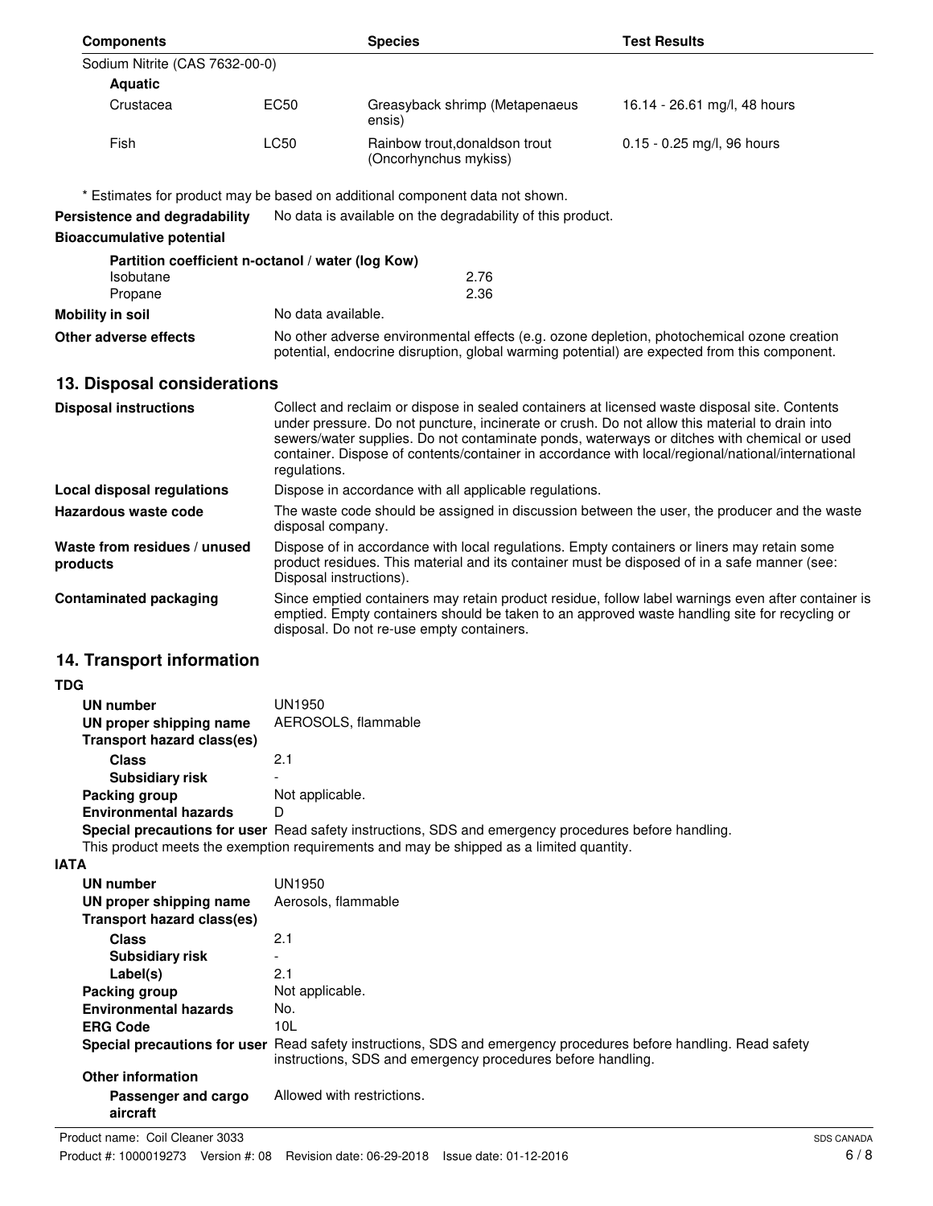| Components | | Species | Test Results |
|---|---|---|---|
| Sodium Nitrite (CAS 7632-00-0) | | | |
| **Aquatic** | | | |
| Crustacea | EC50 | Greasyback shrimp (Metapenaeus ensis) | 16.14 - 26.61 mg/l, 48 hours |
| Fish | LC50 | Rainbow trout,donaldson trout (Oncorhynchus mykiss) | 0.15 - 0.25 mg/l, 96 hours |

* Estimates for product may be based on additional component data not shown.

**Persistence and degradability** No data is available on the degradability of this product.

**Bioaccumulative potential**

**Partition coefficient n-octanol / water (log Kow)**

| | |
|---|---|
| Isobutane | 2.76 |
| Propane | 2.36 |

**Mobility in soil** No data available.

**Other adverse effects** No other adverse environmental effects (e.g. ozone depletion, photochemical ozone creation potential, endocrine disruption, global warming potential) are expected from this component.

## 13. Disposal considerations

**Disposal instructions** Collect and reclaim or dispose in sealed containers at licensed waste disposal site. Contents under pressure. Do not puncture, incinerate or crush. Do not allow this material to drain into sewers/water supplies. Do not contaminate ponds, waterways or ditches with chemical or used container. Dispose of contents/container in accordance with local/regional/national/international regulations.

**Local disposal regulations** Dispose in accordance with all applicable regulations.

**Hazardous waste code** The waste code should be assigned in discussion between the user, the producer and the waste disposal company.

**Waste from residues / unused products** Dispose of in accordance with local regulations. Empty containers or liners may retain some product residues. This material and its container must be disposed of in a safe manner (see: Disposal instructions).

**Contaminated packaging** Since emptied containers may retain product residue, follow label warnings even after container is emptied. Empty containers should be taken to an approved waste handling site for recycling or disposal. Do not re-use empty containers.

## 14. Transport information

**TDG**

**UN number** UN1950

**UN proper shipping name** AEROSOLS, flammable

**Transport hazard class(es)**

**Class** 2.1

**Subsidiary risk** -

**Packing group** Not applicable.

**Environmental hazards** D

**Special precautions for user** Read safety instructions, SDS and emergency procedures before handling.

This product meets the exemption requirements and may be shipped as a limited quantity.

**IATA**

**UN number** UN1950

**UN proper shipping name** Aerosols, flammable

**Transport hazard class(es)**

**Class** 2.1

**Subsidiary risk** -

**Label(s)** 2.1

**Packing group** Not applicable.

**Environmental hazards** No.

**ERG Code** 10L

**Special precautions for user** Read safety instructions, SDS and emergency procedures before handling. Read safety instructions, SDS and emergency procedures before handling.

**Other information**

**Passenger and cargo aircraft** Allowed with restrictions.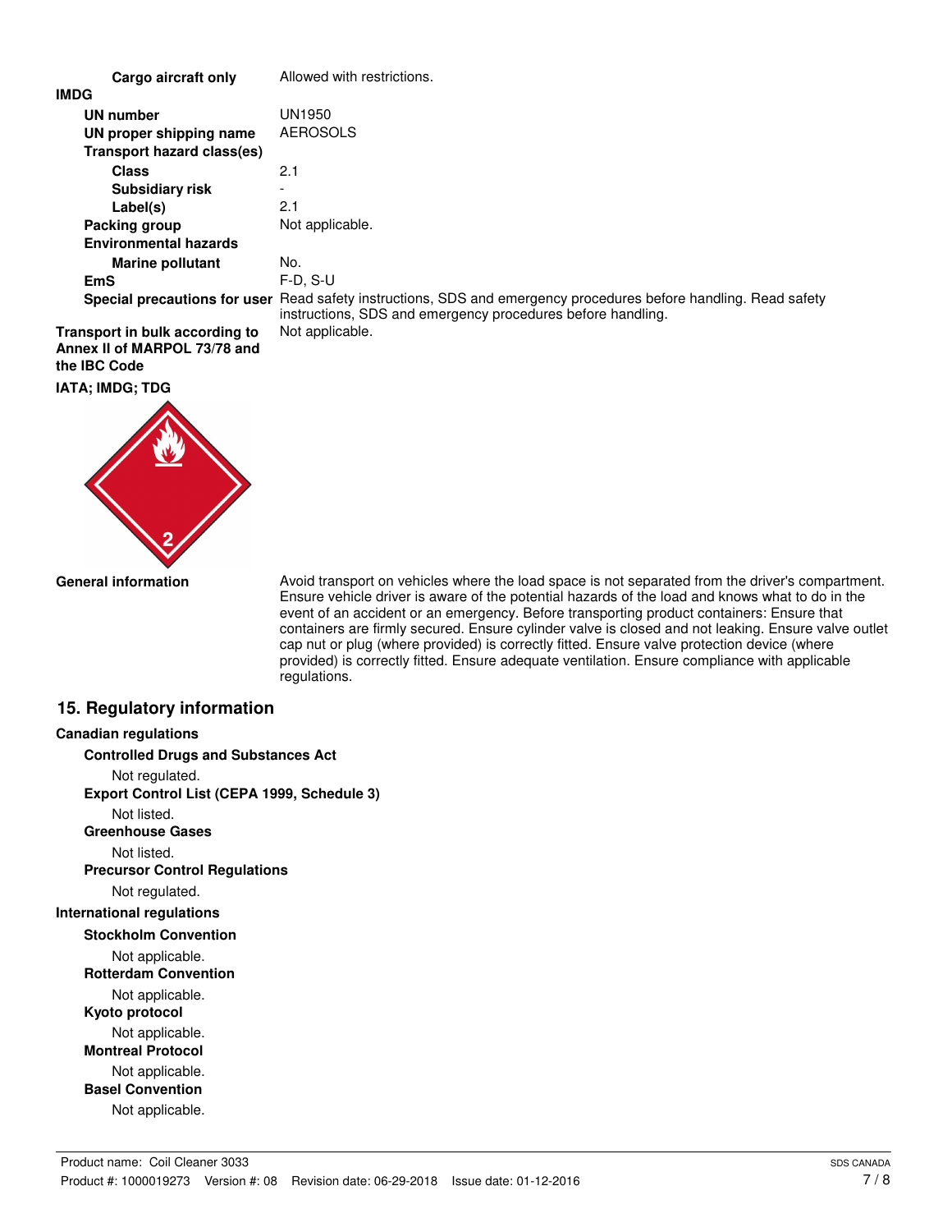| | |
|---|---|
| **Cargo aircraft only** | Allowed with restrictions. |

**IMDG**

| | |
|---|---|
| **UN number** | UN1950 |
| **UN proper shipping name** | AEROSOLS |
| **Transport hazard class(es)** | |
| **Class** | 2.1 |
| **Subsidiary risk** | - |
| **Label(s)** | 2.1 |
| **Packing group** | Not applicable. |
| **Environmental hazards** | |
| **Marine pollutant** | No. |
| **EmS** | F-D, S-U |
| **Special precautions for user** | Read safety instructions, SDS and emergency procedures before handling. Read safety instructions, SDS and emergency procedures before handling. |

| | |
|---|---|
| **Transport in bulk according to Annex II of MARPOL 73/78 and the IBC Code** | Not applicable. |

**IATA; IMDG; TDG**

| | |
|---|---|
| **General information** | Avoid transport on vehicles where the load space is not separated from the driver's compartment. Ensure vehicle driver is aware of the potential hazards of the load and knows what to do in the event of an accident or an emergency. Before transporting product containers: Ensure that containers are firmly secured. Ensure cylinder valve is closed and not leaking. Ensure valve outlet cap nut or plug (where provided) is correctly fitted. Ensure valve protection device (where provided) is correctly fitted. Ensure adequate ventilation. Ensure compliance with applicable regulations. |

## 15. Regulatory information

**Canadian regulations**

**Controlled Drugs and Substances Act**

Not regulated.

**Export Control List (CEPA 1999, Schedule 3)**

Not listed.

**Greenhouse Gases**

Not listed.

**Precursor Control Regulations**

Not regulated.

**International regulations**

**Stockholm Convention**

Not applicable.

**Rotterdam Convention**

Not applicable.

**Kyoto protocol**

Not applicable.

**Montreal Protocol**

Not applicable.

**Basel Convention**

Not applicable.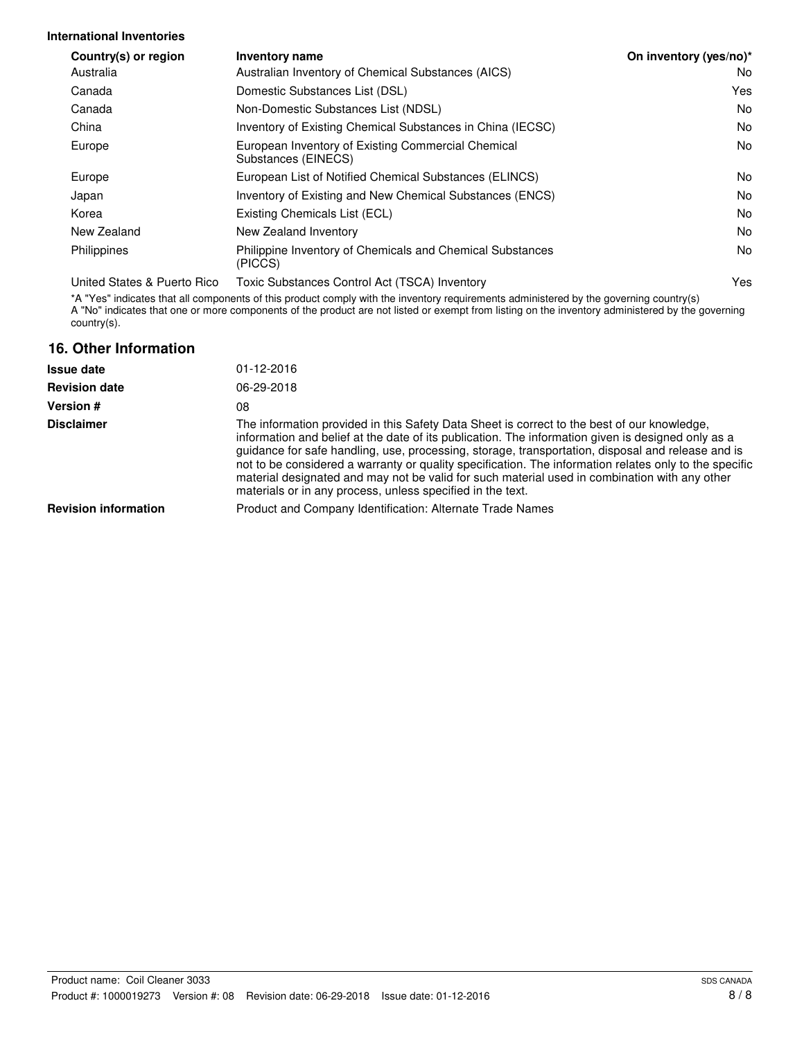**International Inventories**

| Country(s) or region | Inventory name | On inventory (yes/no)* |
|---|---|---|
| Australia | Australian Inventory of Chemical Substances (AICS) | No |
| Canada | Domestic Substances List (DSL) | Yes |
| Canada | Non-Domestic Substances List (NDSL) | No |
| China | Inventory of Existing Chemical Substances in China (IECSC) | No |
| Europe | European Inventory of Existing Commercial Chemical Substances (EINECS) | No |
| Europe | European List of Notified Chemical Substances (ELINCS) | No |
| Japan | Inventory of Existing and New Chemical Substances (ENCS) | No |
| Korea | Existing Chemicals List (ECL) | No |
| New Zealand | New Zealand Inventory | No |
| Philippines | Philippine Inventory of Chemicals and Chemical Substances (PICCS) | No |
| United States & Puerto Rico | Toxic Substances Control Act (TSCA) Inventory | Yes |

*A "Yes" indicates that all components of this product comply with the inventory requirements administered by the governing country(s)
A "No" indicates that one or more components of the product are not listed or exempt from listing on the inventory administered by the governing country(s).

## 16. Other Information

**Issue date** 01-12-2016

**Revision date** 06-29-2018

**Version #** 08

**Disclaimer** The information provided in this Safety Data Sheet is correct to the best of our knowledge, information and belief at the date of its publication. The information given is designed only as a guidance for safe handling, use, processing, storage, transportation, disposal and release and is not to be considered a warranty or quality specification. The information relates only to the specific material designated and may not be valid for such material used in combination with any other materials or in any process, unless specified in the text.

**Revision information** Product and Company Identification: Alternate Trade Names